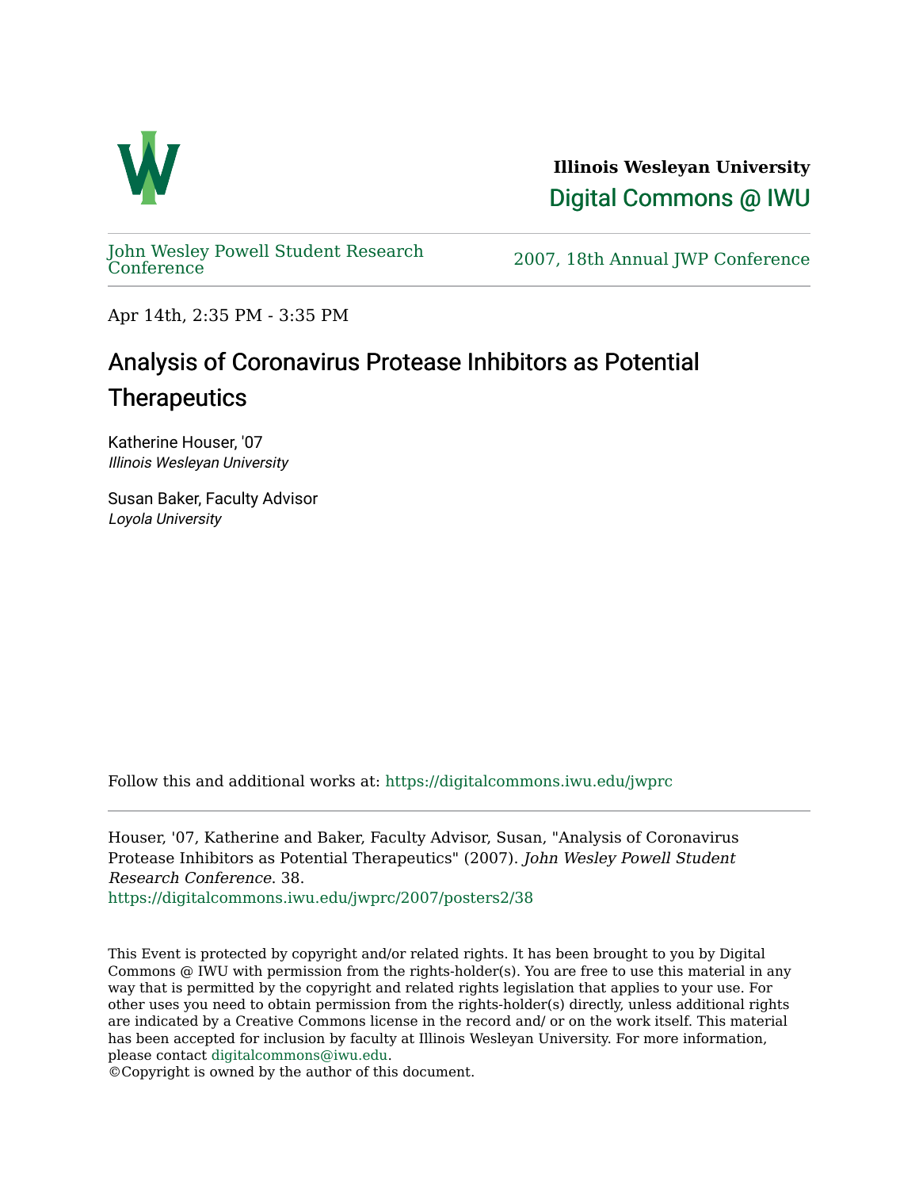**Illinois Wesleyan University**
Digital Commons @ IWU

John Wesley Powell Student Research Conference

2007, 18th Annual JWP Conference

Apr 14th, 2:35 PM - 3:35 PM

# Analysis of Coronavirus Protease Inhibitors as Potential Therapeutics

Katherine Houser, '07
*Illinois Wesleyan University*

Susan Baker, Faculty Advisor
*Loyola University*

Follow this and additional works at: https://digitalcommons.iwu.edu/jwprc

Houser, '07, Katherine and Baker, Faculty Advisor, Susan, "Analysis of Coronavirus Protease Inhibitors as Potential Therapeutics" (2007). *John Wesley Powell Student Research Conference*. 38.
https://digitalcommons.iwu.edu/jwprc/2007/posters2/38

This Event is protected by copyright and/or related rights. It has been brought to you by Digital Commons @ IWU with permission from the rights-holder(s). You are free to use this material in any way that is permitted by the copyright and related rights legislation that applies to your use. For other uses you need to obtain permission from the rights-holder(s) directly, unless additional rights are indicated by a Creative Commons license in the record and/ or on the work itself. This material has been accepted for inclusion by faculty at Illinois Wesleyan University. For more information, please contact digitalcommons@iwu.edu.
©Copyright is owned by the author of this document.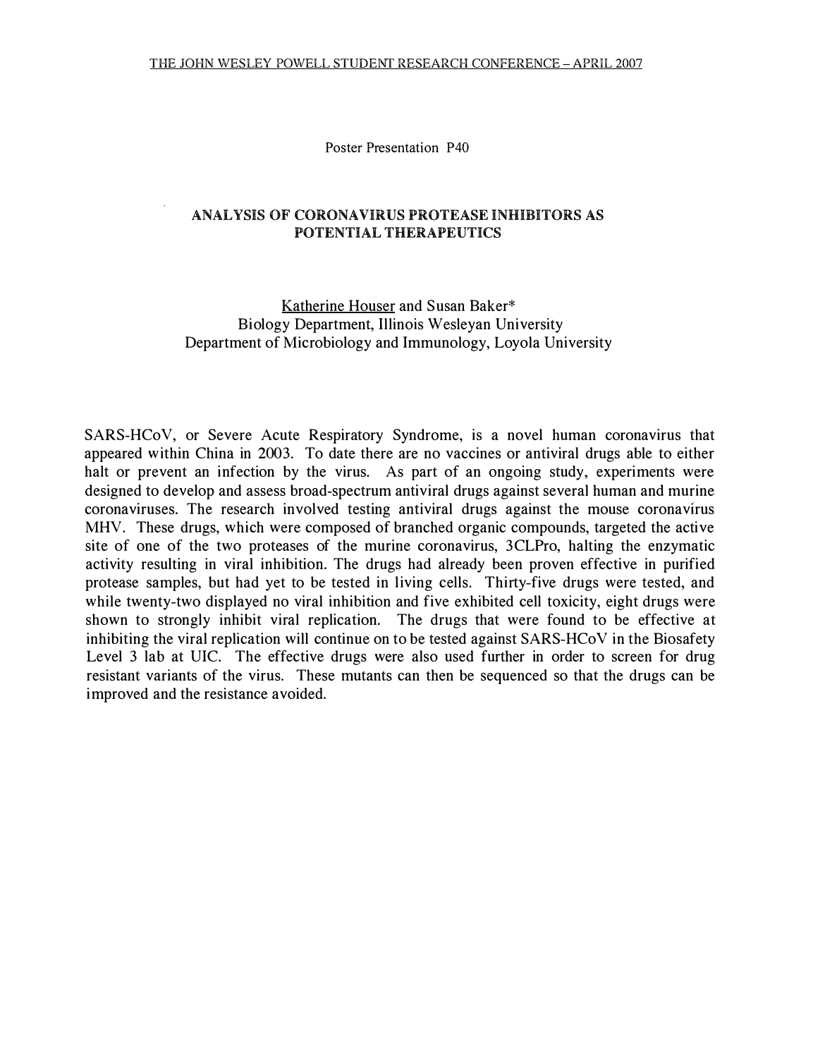Poster Presentation P40

# ANALYSIS OF CORONAVIRUS PROTEASE INHIBITORS AS POTENTIAL THERAPEUTICS

Katherine Houser and Susan Baker*
Biology Department, Illinois Wesleyan University
Department of Microbiology and Immunology, Loyola University

SARS-HCoV, or Severe Acute Respiratory Syndrome, is a novel human coronavirus that appeared within China in 2003. To date there are no vaccines or antiviral drugs able to either halt or prevent an infection by the virus. As part of an ongoing study, experiments were designed to develop and assess broad-spectrum antiviral drugs against several human and murine coronaviruses. The research involved testing antiviral drugs against the mouse coronavirus MHV. These drugs, which were composed of branched organic compounds, targeted the active site of one of the two proteases of the murine coronavirus, 3CLPro, halting the enzymatic activity resulting in viral inhibition. The drugs had already been proven effective in purified protease samples, but had yet to be tested in living cells. Thirty-five drugs were tested, and while twenty-two displayed no viral inhibition and five exhibited cell toxicity, eight drugs were shown to strongly inhibit viral replication. The drugs that were found to be effective at inhibiting the viral replication will continue on to be tested against SARS-HCoV in the Biosafety Level 3 lab at UIC. The effective drugs were also used further in order to screen for drug resistant variants of the virus. These mutants can then be sequenced so that the drugs can be improved and the resistance avoided.